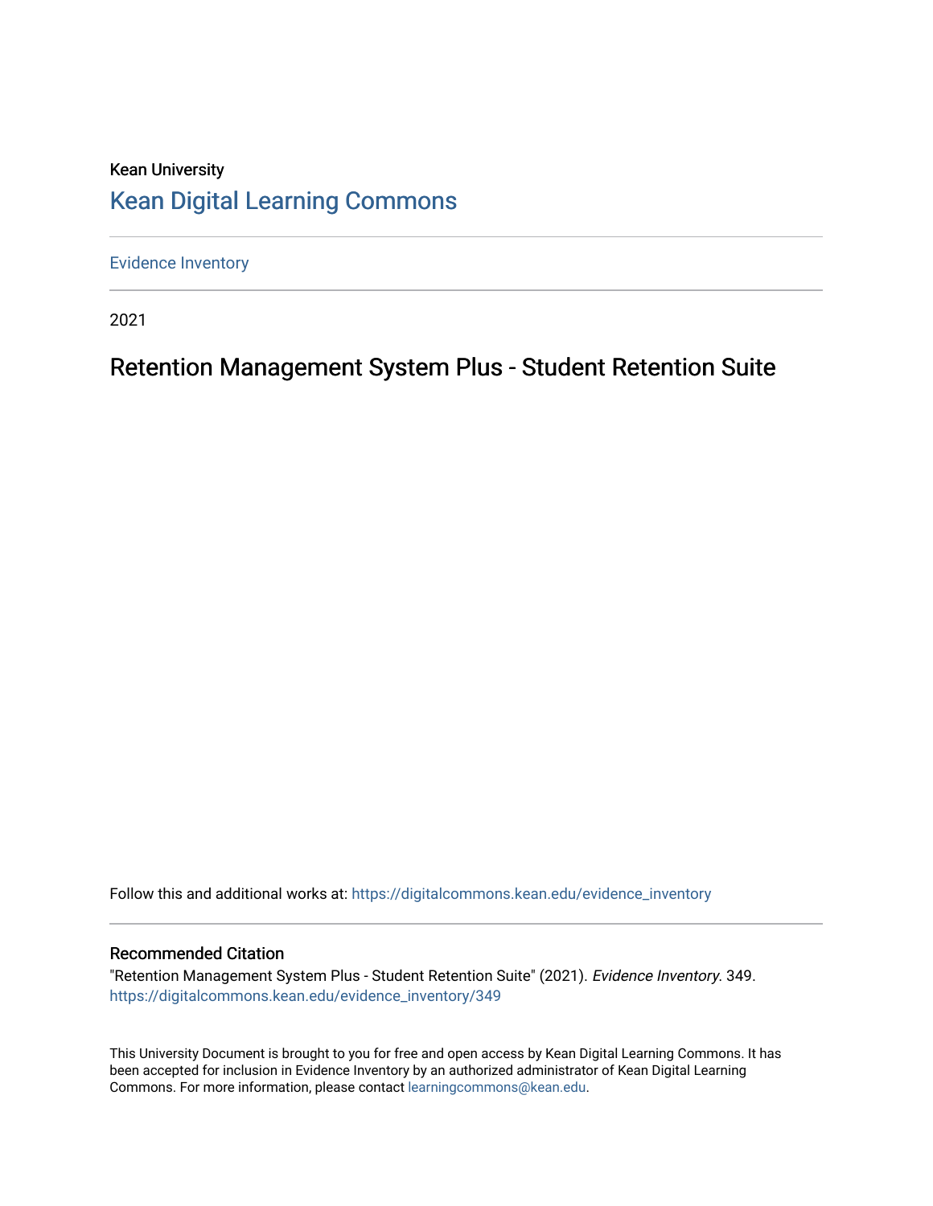Kean University

## Kean Digital Learning Commons

Evidence Inventory

2021

# Retention Management System Plus - Student Retention Suite

Follow this and additional works at: https://digitalcommons.kean.edu/evidence_inventory

### Recommended Citation

"Retention Management System Plus - Student Retention Suite" (2021). *Evidence Inventory*. 349.
https://digitalcommons.kean.edu/evidence_inventory/349

This University Document is brought to you for free and open access by Kean Digital Learning Commons. It has been accepted for inclusion in Evidence Inventory by an authorized administrator of Kean Digital Learning Commons. For more information, please contact learningcommons@kean.edu.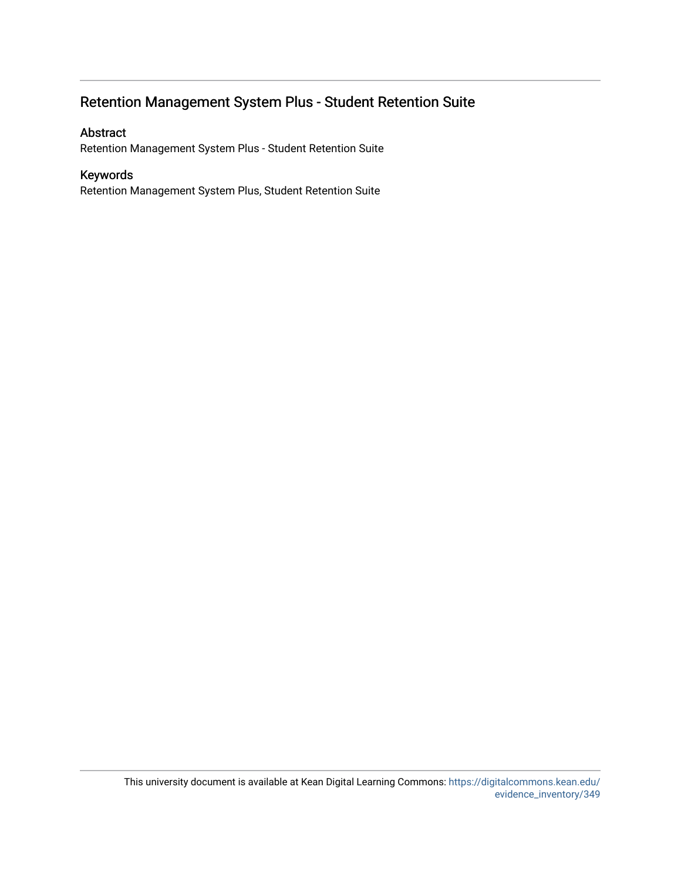## Retention Management System Plus - Student Retention Suite

### Abstract

Retention Management System Plus - Student Retention Suite

### Keywords

Retention Management System Plus, Student Retention Suite

This university document is available at Kean Digital Learning Commons: https://digitalcommons.kean.edu/evidence_inventory/349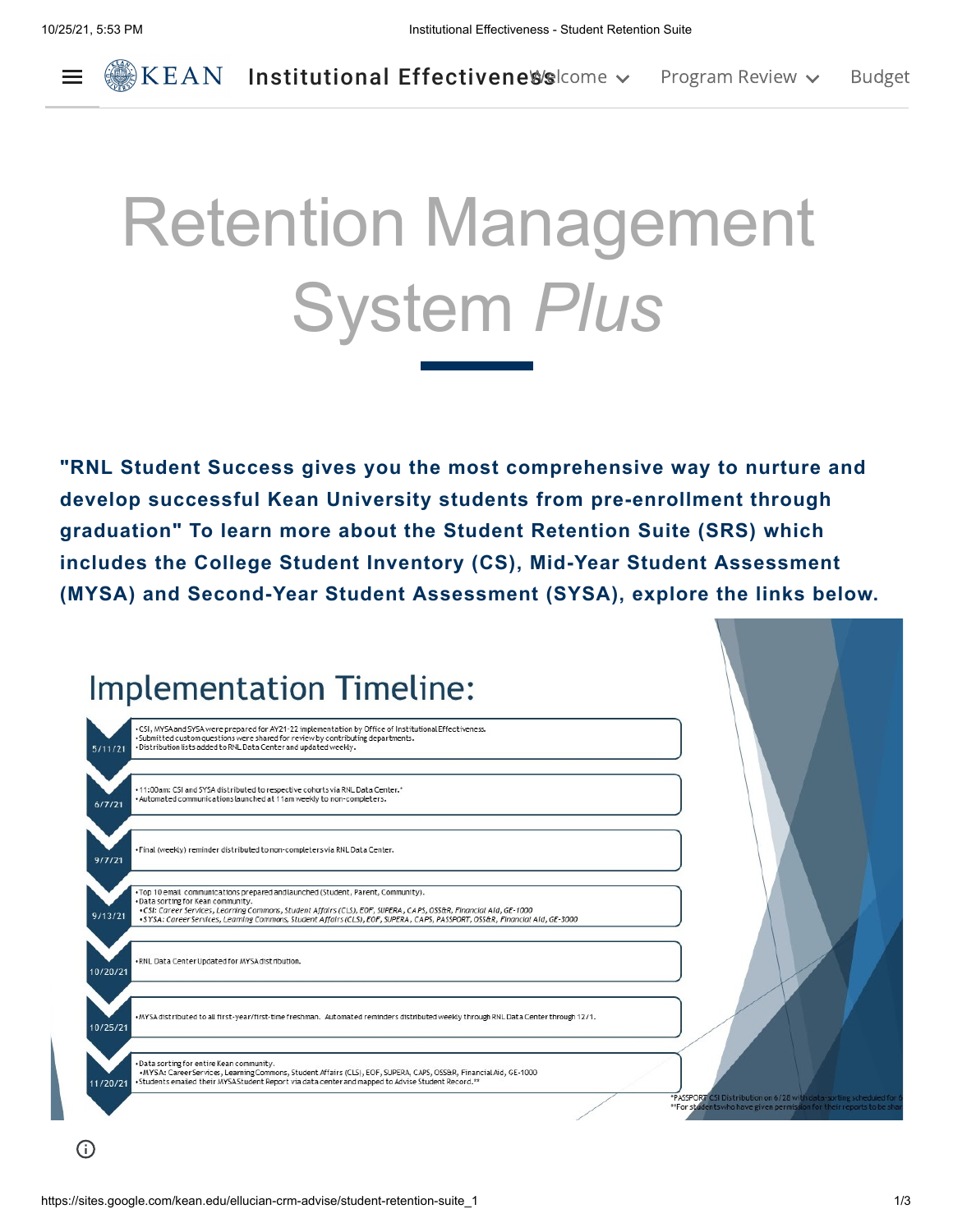# Retention Management System *Plus*

**"RNL Student Success gives you the most comprehensive way to nurture and develop successful Kean University students from pre-enrollment through graduation" To learn more about the Student Retention Suite (SRS) which includes the College Student Inventory (CS), Mid-Year Student Assessment (MYSA) and Second-Year Student Assessment (SYSA), explore the links below.**

## Implementation Timeline:

**5/11/21**
- CSI, MYSA and SYSA were prepared for AY21-22 implementation by Office of Institutional Effectiveness.
- Submitted custom questions were shared for review by contributing departments.
- Distribution lists added to RNL Data Center and updated weekly.

**6/7/21**
- 11:00am: CSI and SYSA distributed to respective cohorts via RNL Data Center.*
- Automated communications launched at 11am weekly to non-completers.

**9/7/21**
- Final (weekly) reminder distributed to non-completers via RNL Data Center.

**9/13/21**
- Top 10 email communications prepared and launched (Student, Parent, Community).
- Data sorting for Kean community.
  - *CSI: Career Services, Learning Commons, Student Affairs (CLS), EOF, SUPERA, CAPS, OSS&R, Financial Aid, GE-1000*
  - *SYSA: Career Services, Learning Commons, Student Affairs (CLS), EOF, SUPERA, CAPS, PASSPORT, OSS&R, Financial Aid, GE-3000*

**10/20/21**
- RNL Data Center Updated for MYSA distribution.

**10/25/21**
- MYSA distributed to all first-year/first-time freshman. Automated reminders distributed weekly through RNL Data Center through 12/1.

**11/20/21**
- Data sorting for entire Kean community.
  - MYSA: Career Services, Learning Commons, Student Affairs (CLS), EOF, SUPERA, CAPS, OSS&R, Financial Aid, GE-1000
- Students emailed their MYSA Student Report via data center and mapped to Advise Student Record.**

*PASSPORT CSI Distribution on 6/28 with data-sorting scheduled for 9
**For students who have given permission for their reports to be shar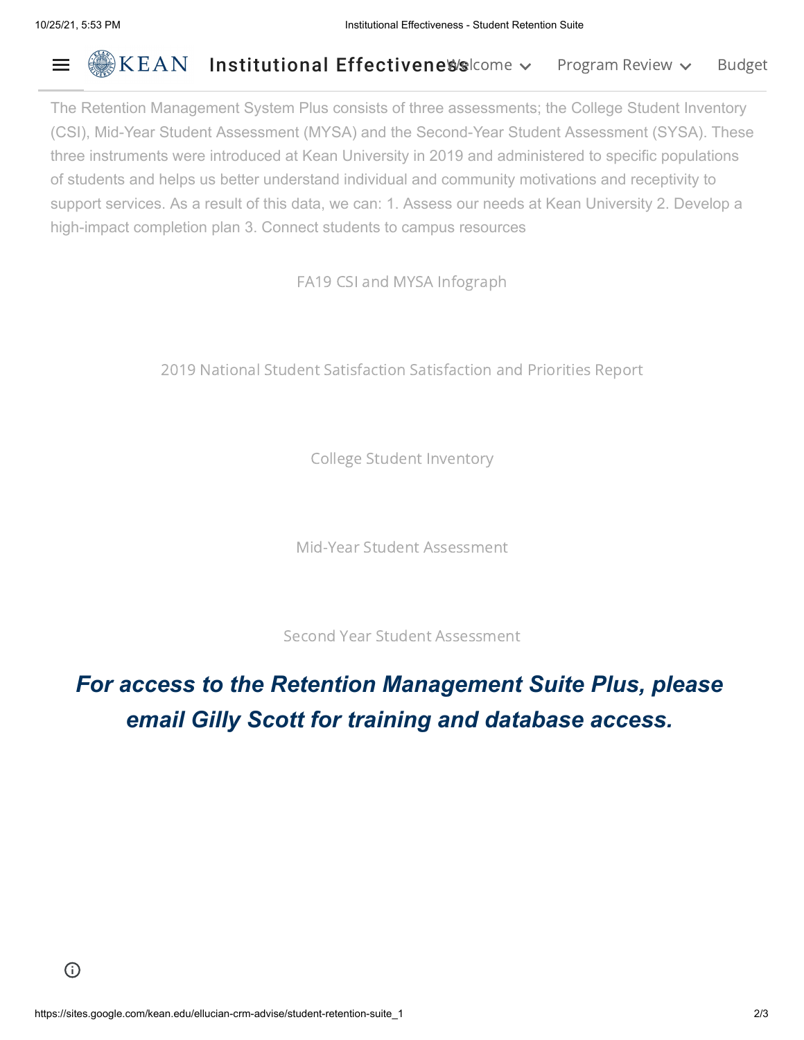The Retention Management System Plus consists of three assessments; the College Student Inventory (CSI), Mid-Year Student Assessment (MYSA) and the Second-Year Student Assessment (SYSA). These three instruments were introduced at Kean University in 2019 and administered to specific populations of students and helps us better understand individual and community motivations and receptivity to support services. As a result of this data, we can: 1. Assess our needs at Kean University 2. Develop a high-impact completion plan 3. Connect students to campus resources

FA19 CSI and MYSA Infograph

2019 National Student Satisfaction Satisfaction and Priorities Report

College Student Inventory

Mid-Year Student Assessment

Second Year Student Assessment

***For access to the Retention Management Suite Plus, please email Gilly Scott for training and database access.***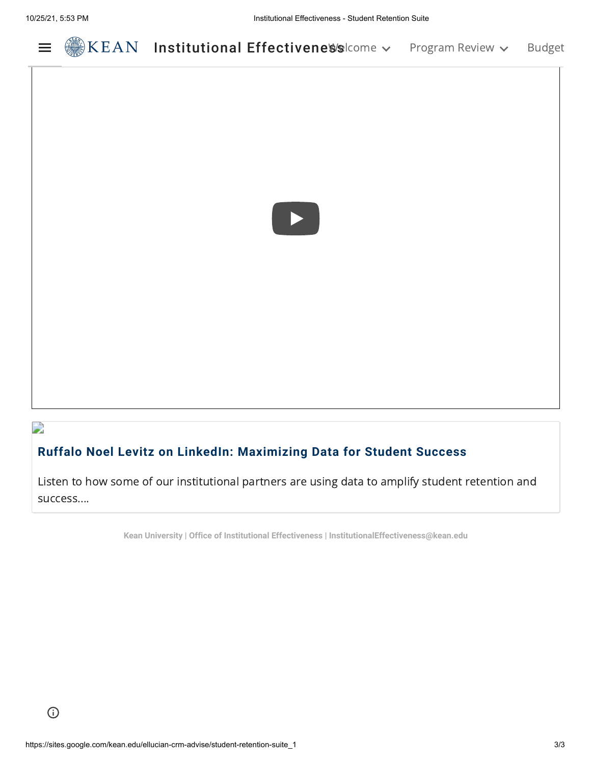### Ruffalo Noel Levitz on LinkedIn: Maximizing Data for Student Success

Listen to how some of our institutional partners are using data to amplify student retention and success....

Kean University | Office of Institutional Effectiveness | InstitutionalEffectiveness@kean.edu